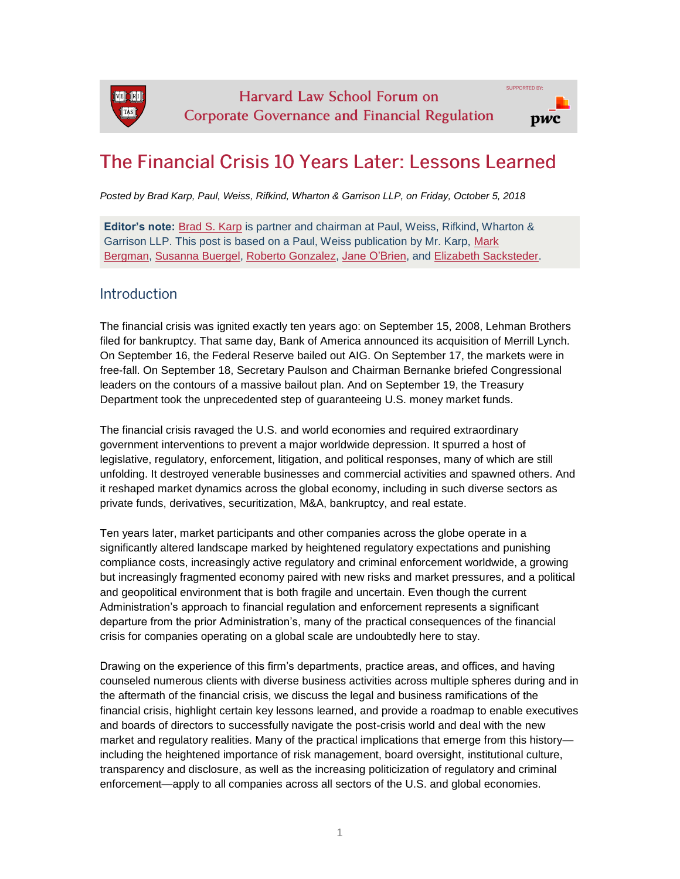# The Financial Crisis 10 Years Later: Lessons Learned

*Posted by Brad Karp, Paul, Weiss, Rifkind, Wharton & Garrison LLP, on Friday, October 5, 2018*

**Editor's note:** Brad S. Karp is partner and chairman at Paul, Weiss, Rifkind, Wharton & Garrison LLP. This post is based on a Paul, Weiss publication by Mr. Karp, Mark Bergman, Susanna Buergel, Roberto Gonzalez, Jane O'Brien, and Elizabeth Sacksteder.

## Introduction

The financial crisis was ignited exactly ten years ago: on September 15, 2008, Lehman Brothers filed for bankruptcy. That same day, Bank of America announced its acquisition of Merrill Lynch. On September 16, the Federal Reserve bailed out AIG. On September 17, the markets were in free-fall. On September 18, Secretary Paulson and Chairman Bernanke briefed Congressional leaders on the contours of a massive bailout plan. And on September 19, the Treasury Department took the unprecedented step of guaranteeing U.S. money market funds.

The financial crisis ravaged the U.S. and world economies and required extraordinary government interventions to prevent a major worldwide depression. It spurred a host of legislative, regulatory, enforcement, litigation, and political responses, many of which are still unfolding. It destroyed venerable businesses and commercial activities and spawned others. And it reshaped market dynamics across the global economy, including in such diverse sectors as private funds, derivatives, securitization, M&A, bankruptcy, and real estate.

Ten years later, market participants and other companies across the globe operate in a significantly altered landscape marked by heightened regulatory expectations and punishing compliance costs, increasingly active regulatory and criminal enforcement worldwide, a growing but increasingly fragmented economy paired with new risks and market pressures, and a political and geopolitical environment that is both fragile and uncertain. Even though the current Administration's approach to financial regulation and enforcement represents a significant departure from the prior Administration's, many of the practical consequences of the financial crisis for companies operating on a global scale are undoubtedly here to stay.

Drawing on the experience of this firm's departments, practice areas, and offices, and having counseled numerous clients with diverse business activities across multiple spheres during and in the aftermath of the financial crisis, we discuss the legal and business ramifications of the financial crisis, highlight certain key lessons learned, and provide a roadmap to enable executives and boards of directors to successfully navigate the post-crisis world and deal with the new market and regulatory realities. Many of the practical implications that emerge from this history—including the heightened importance of risk management, board oversight, institutional culture, transparency and disclosure, as well as the increasing politicization of regulatory and criminal enforcement—apply to all companies across all sectors of the U.S. and global economies.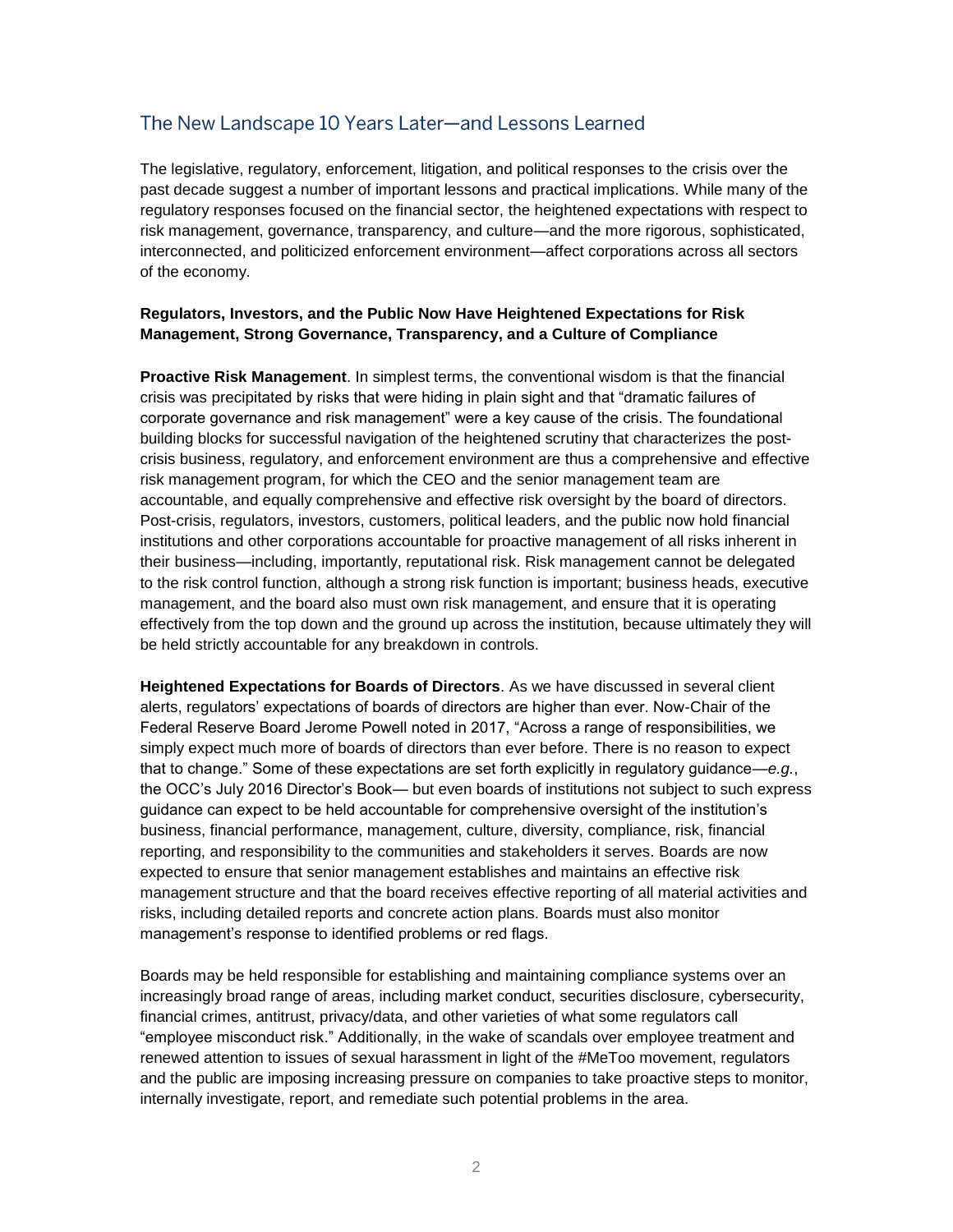## The New Landscape 10 Years Later—and Lessons Learned

The legislative, regulatory, enforcement, litigation, and political responses to the crisis over the past decade suggest a number of important lessons and practical implications. While many of the regulatory responses focused on the financial sector, the heightened expectations with respect to risk management, governance, transparency, and culture—and the more rigorous, sophisticated, interconnected, and politicized enforcement environment—affect corporations across all sectors of the economy.

### Regulators, Investors, and the Public Now Have Heightened Expectations for Risk Management, Strong Governance, Transparency, and a Culture of Compliance

**Proactive Risk Management**. In simplest terms, the conventional wisdom is that the financial crisis was precipitated by risks that were hiding in plain sight and that "dramatic failures of corporate governance and risk management" were a key cause of the crisis. The foundational building blocks for successful navigation of the heightened scrutiny that characterizes the post-crisis business, regulatory, and enforcement environment are thus a comprehensive and effective risk management program, for which the CEO and the senior management team are accountable, and equally comprehensive and effective risk oversight by the board of directors. Post-crisis, regulators, investors, customers, political leaders, and the public now hold financial institutions and other corporations accountable for proactive management of all risks inherent in their business—including, importantly, reputational risk. Risk management cannot be delegated to the risk control function, although a strong risk function is important; business heads, executive management, and the board also must own risk management, and ensure that it is operating effectively from the top down and the ground up across the institution, because ultimately they will be held strictly accountable for any breakdown in controls.

**Heightened Expectations for Boards of Directors**. As we have discussed in several client alerts, regulators' expectations of boards of directors are higher than ever. Now-Chair of the Federal Reserve Board Jerome Powell noted in 2017, "Across a range of responsibilities, we simply expect much more of boards of directors than ever before. There is no reason to expect that to change." Some of these expectations are set forth explicitly in regulatory guidance—*e.g.*, the OCC's July 2016 Director's Book— but even boards of institutions not subject to such express guidance can expect to be held accountable for comprehensive oversight of the institution's business, financial performance, management, culture, diversity, compliance, risk, financial reporting, and responsibility to the communities and stakeholders it serves. Boards are now expected to ensure that senior management establishes and maintains an effective risk management structure and that the board receives effective reporting of all material activities and risks, including detailed reports and concrete action plans. Boards must also monitor management's response to identified problems or red flags.

Boards may be held responsible for establishing and maintaining compliance systems over an increasingly broad range of areas, including market conduct, securities disclosure, cybersecurity, financial crimes, antitrust, privacy/data, and other varieties of what some regulators call "employee misconduct risk." Additionally, in the wake of scandals over employee treatment and renewed attention to issues of sexual harassment in light of the #MeToo movement, regulators and the public are imposing increasing pressure on companies to take proactive steps to monitor, internally investigate, report, and remediate such potential problems in the area.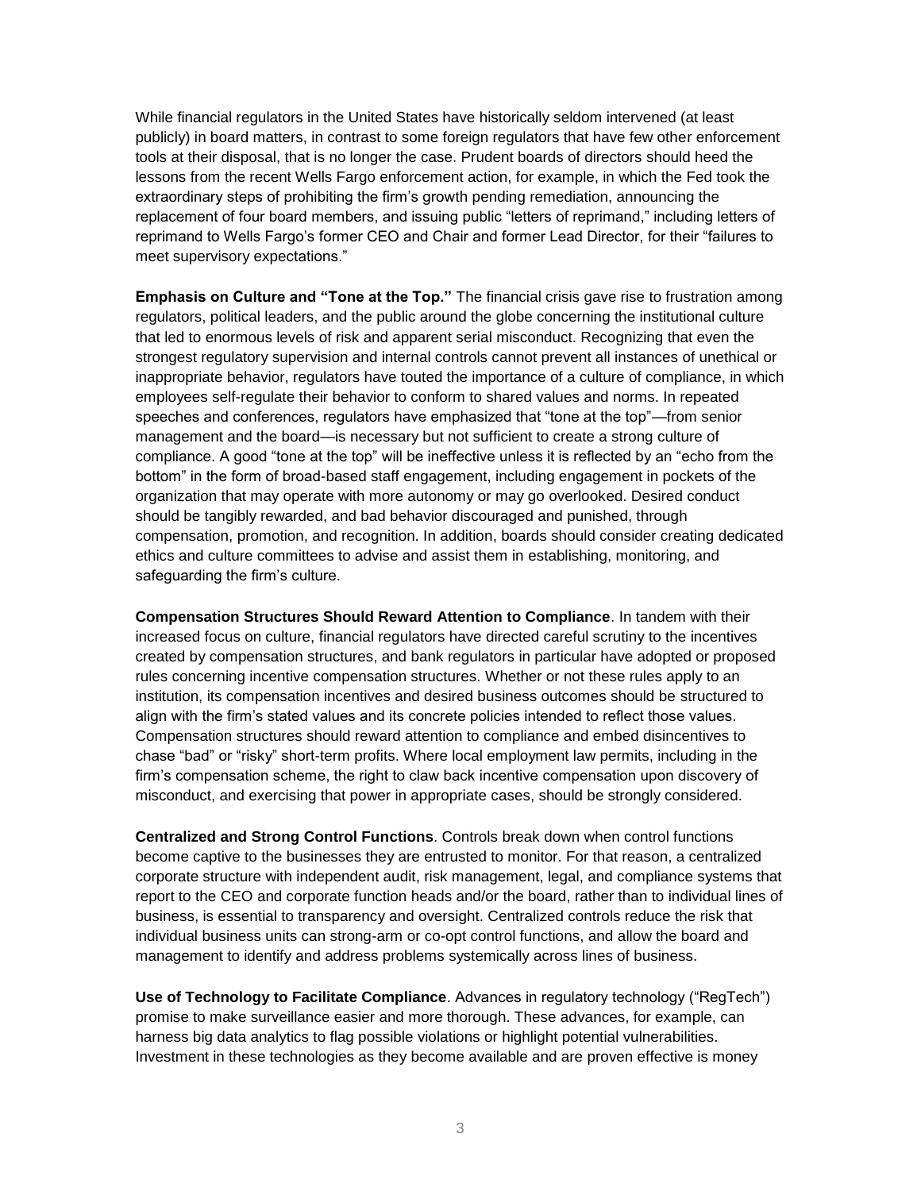While financial regulators in the United States have historically seldom intervened (at least publicly) in board matters, in contrast to some foreign regulators that have few other enforcement tools at their disposal, that is no longer the case. Prudent boards of directors should heed the lessons from the recent Wells Fargo enforcement action, for example, in which the Fed took the extraordinary steps of prohibiting the firm's growth pending remediation, announcing the replacement of four board members, and issuing public "letters of reprimand," including letters of reprimand to Wells Fargo's former CEO and Chair and former Lead Director, for their "failures to meet supervisory expectations."

**Emphasis on Culture and "Tone at the Top."** The financial crisis gave rise to frustration among regulators, political leaders, and the public around the globe concerning the institutional culture that led to enormous levels of risk and apparent serial misconduct. Recognizing that even the strongest regulatory supervision and internal controls cannot prevent all instances of unethical or inappropriate behavior, regulators have touted the importance of a culture of compliance, in which employees self-regulate their behavior to conform to shared values and norms. In repeated speeches and conferences, regulators have emphasized that "tone at the top"—from senior management and the board—is necessary but not sufficient to create a strong culture of compliance. A good "tone at the top" will be ineffective unless it is reflected by an "echo from the bottom" in the form of broad-based staff engagement, including engagement in pockets of the organization that may operate with more autonomy or may go overlooked. Desired conduct should be tangibly rewarded, and bad behavior discouraged and punished, through compensation, promotion, and recognition. In addition, boards should consider creating dedicated ethics and culture committees to advise and assist them in establishing, monitoring, and safeguarding the firm's culture.

**Compensation Structures Should Reward Attention to Compliance**. In tandem with their increased focus on culture, financial regulators have directed careful scrutiny to the incentives created by compensation structures, and bank regulators in particular have adopted or proposed rules concerning incentive compensation structures. Whether or not these rules apply to an institution, its compensation incentives and desired business outcomes should be structured to align with the firm's stated values and its concrete policies intended to reflect those values. Compensation structures should reward attention to compliance and embed disincentives to chase "bad" or "risky" short-term profits. Where local employment law permits, including in the firm's compensation scheme, the right to claw back incentive compensation upon discovery of misconduct, and exercising that power in appropriate cases, should be strongly considered.

**Centralized and Strong Control Functions**. Controls break down when control functions become captive to the businesses they are entrusted to monitor. For that reason, a centralized corporate structure with independent audit, risk management, legal, and compliance systems that report to the CEO and corporate function heads and/or the board, rather than to individual lines of business, is essential to transparency and oversight. Centralized controls reduce the risk that individual business units can strong-arm or co-opt control functions, and allow the board and management to identify and address problems systemically across lines of business.

**Use of Technology to Facilitate Compliance**. Advances in regulatory technology ("RegTech") promise to make surveillance easier and more thorough. These advances, for example, can harness big data analytics to flag possible violations or highlight potential vulnerabilities. Investment in these technologies as they become available and are proven effective is money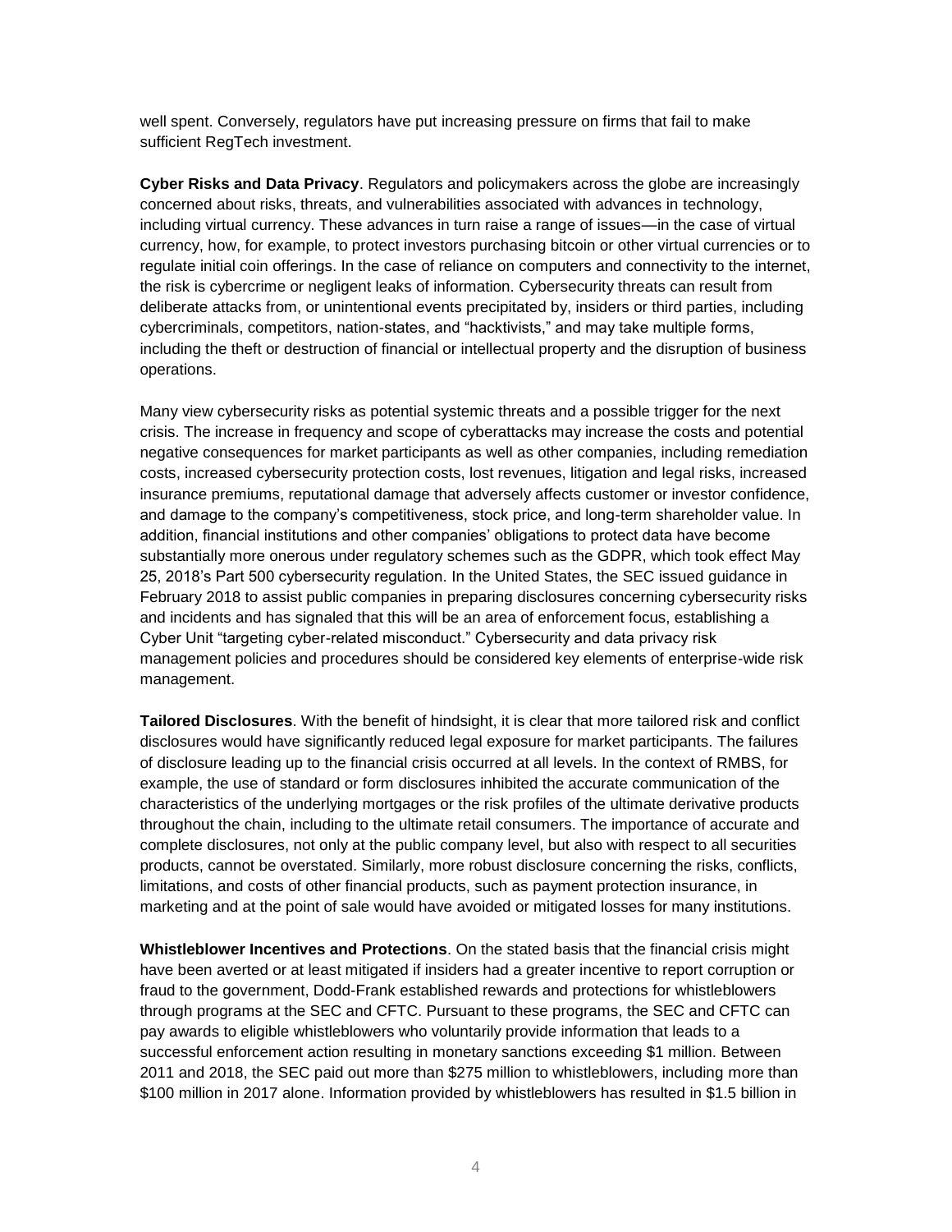well spent. Conversely, regulators have put increasing pressure on firms that fail to make sufficient RegTech investment.

**Cyber Risks and Data Privacy**. Regulators and policymakers across the globe are increasingly concerned about risks, threats, and vulnerabilities associated with advances in technology, including virtual currency. These advances in turn raise a range of issues—in the case of virtual currency, how, for example, to protect investors purchasing bitcoin or other virtual currencies or to regulate initial coin offerings. In the case of reliance on computers and connectivity to the internet, the risk is cybercrime or negligent leaks of information. Cybersecurity threats can result from deliberate attacks from, or unintentional events precipitated by, insiders or third parties, including cybercriminals, competitors, nation-states, and "hacktivists," and may take multiple forms, including the theft or destruction of financial or intellectual property and the disruption of business operations.

Many view cybersecurity risks as potential systemic threats and a possible trigger for the next crisis. The increase in frequency and scope of cyberattacks may increase the costs and potential negative consequences for market participants as well as other companies, including remediation costs, increased cybersecurity protection costs, lost revenues, litigation and legal risks, increased insurance premiums, reputational damage that adversely affects customer or investor confidence, and damage to the company's competitiveness, stock price, and long-term shareholder value. In addition, financial institutions and other companies' obligations to protect data have become substantially more onerous under regulatory schemes such as the GDPR, which took effect May 25, 2018's Part 500 cybersecurity regulation. In the United States, the SEC issued guidance in February 2018 to assist public companies in preparing disclosures concerning cybersecurity risks and incidents and has signaled that this will be an area of enforcement focus, establishing a Cyber Unit "targeting cyber-related misconduct." Cybersecurity and data privacy risk management policies and procedures should be considered key elements of enterprise-wide risk management.

**Tailored Disclosures**. With the benefit of hindsight, it is clear that more tailored risk and conflict disclosures would have significantly reduced legal exposure for market participants. The failures of disclosure leading up to the financial crisis occurred at all levels. In the context of RMBS, for example, the use of standard or form disclosures inhibited the accurate communication of the characteristics of the underlying mortgages or the risk profiles of the ultimate derivative products throughout the chain, including to the ultimate retail consumers. The importance of accurate and complete disclosures, not only at the public company level, but also with respect to all securities products, cannot be overstated. Similarly, more robust disclosure concerning the risks, conflicts, limitations, and costs of other financial products, such as payment protection insurance, in marketing and at the point of sale would have avoided or mitigated losses for many institutions.

**Whistleblower Incentives and Protections**. On the stated basis that the financial crisis might have been averted or at least mitigated if insiders had a greater incentive to report corruption or fraud to the government, Dodd-Frank established rewards and protections for whistleblowers through programs at the SEC and CFTC. Pursuant to these programs, the SEC and CFTC can pay awards to eligible whistleblowers who voluntarily provide information that leads to a successful enforcement action resulting in monetary sanctions exceeding $1 million. Between 2011 and 2018, the SEC paid out more than $275 million to whistleblowers, including more than $100 million in 2017 alone. Information provided by whistleblowers has resulted in $1.5 billion in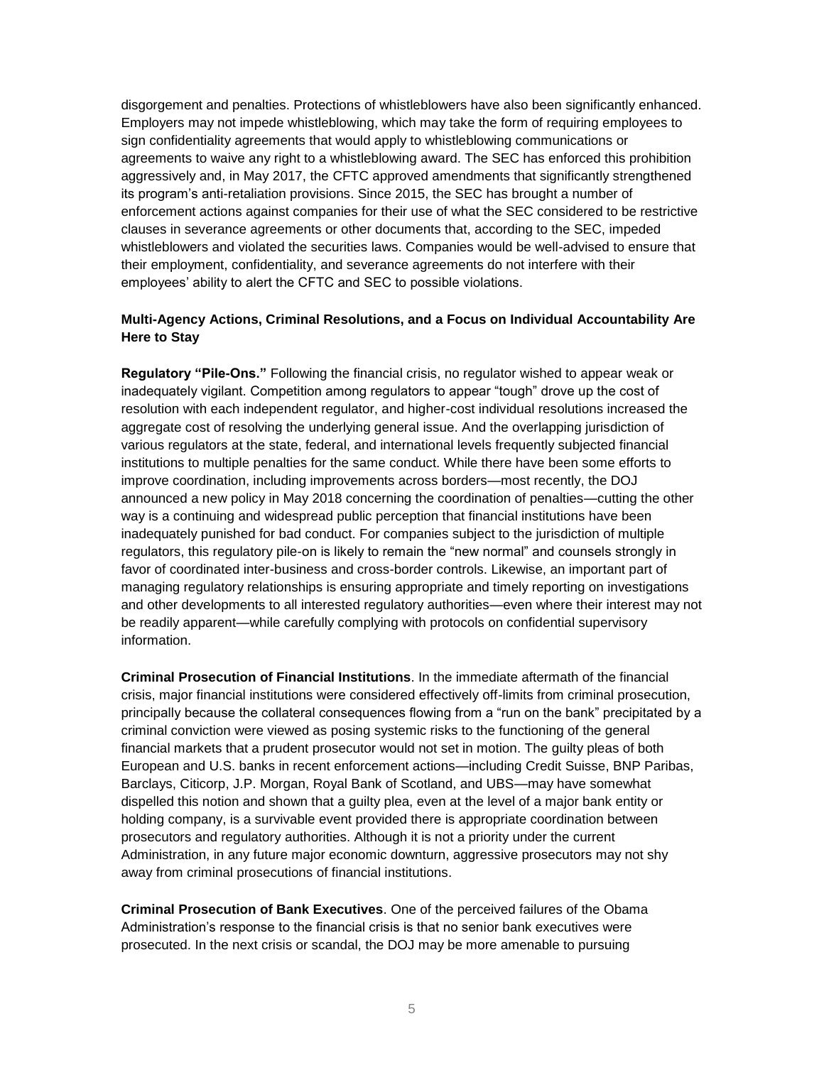disgorgement and penalties. Protections of whistleblowers have also been significantly enhanced. Employers may not impede whistleblowing, which may take the form of requiring employees to sign confidentiality agreements that would apply to whistleblowing communications or agreements to waive any right to a whistleblowing award. The SEC has enforced this prohibition aggressively and, in May 2017, the CFTC approved amendments that significantly strengthened its program's anti-retaliation provisions. Since 2015, the SEC has brought a number of enforcement actions against companies for their use of what the SEC considered to be restrictive clauses in severance agreements or other documents that, according to the SEC, impeded whistleblowers and violated the securities laws. Companies would be well-advised to ensure that their employment, confidentiality, and severance agreements do not interfere with their employees' ability to alert the CFTC and SEC to possible violations.

**Multi-Agency Actions, Criminal Resolutions, and a Focus on Individual Accountability Are Here to Stay**

**Regulatory "Pile-Ons."** Following the financial crisis, no regulator wished to appear weak or inadequately vigilant. Competition among regulators to appear "tough" drove up the cost of resolution with each independent regulator, and higher-cost individual resolutions increased the aggregate cost of resolving the underlying general issue. And the overlapping jurisdiction of various regulators at the state, federal, and international levels frequently subjected financial institutions to multiple penalties for the same conduct. While there have been some efforts to improve coordination, including improvements across borders—most recently, the DOJ announced a new policy in May 2018 concerning the coordination of penalties—cutting the other way is a continuing and widespread public perception that financial institutions have been inadequately punished for bad conduct. For companies subject to the jurisdiction of multiple regulators, this regulatory pile-on is likely to remain the "new normal" and counsels strongly in favor of coordinated inter-business and cross-border controls. Likewise, an important part of managing regulatory relationships is ensuring appropriate and timely reporting on investigations and other developments to all interested regulatory authorities—even where their interest may not be readily apparent—while carefully complying with protocols on confidential supervisory information.

**Criminal Prosecution of Financial Institutions**. In the immediate aftermath of the financial crisis, major financial institutions were considered effectively off-limits from criminal prosecution, principally because the collateral consequences flowing from a "run on the bank" precipitated by a criminal conviction were viewed as posing systemic risks to the functioning of the general financial markets that a prudent prosecutor would not set in motion. The guilty pleas of both European and U.S. banks in recent enforcement actions—including Credit Suisse, BNP Paribas, Barclays, Citicorp, J.P. Morgan, Royal Bank of Scotland, and UBS—may have somewhat dispelled this notion and shown that a guilty plea, even at the level of a major bank entity or holding company, is a survivable event provided there is appropriate coordination between prosecutors and regulatory authorities. Although it is not a priority under the current Administration, in any future major economic downturn, aggressive prosecutors may not shy away from criminal prosecutions of financial institutions.

**Criminal Prosecution of Bank Executives**. One of the perceived failures of the Obama Administration's response to the financial crisis is that no senior bank executives were prosecuted. In the next crisis or scandal, the DOJ may be more amenable to pursuing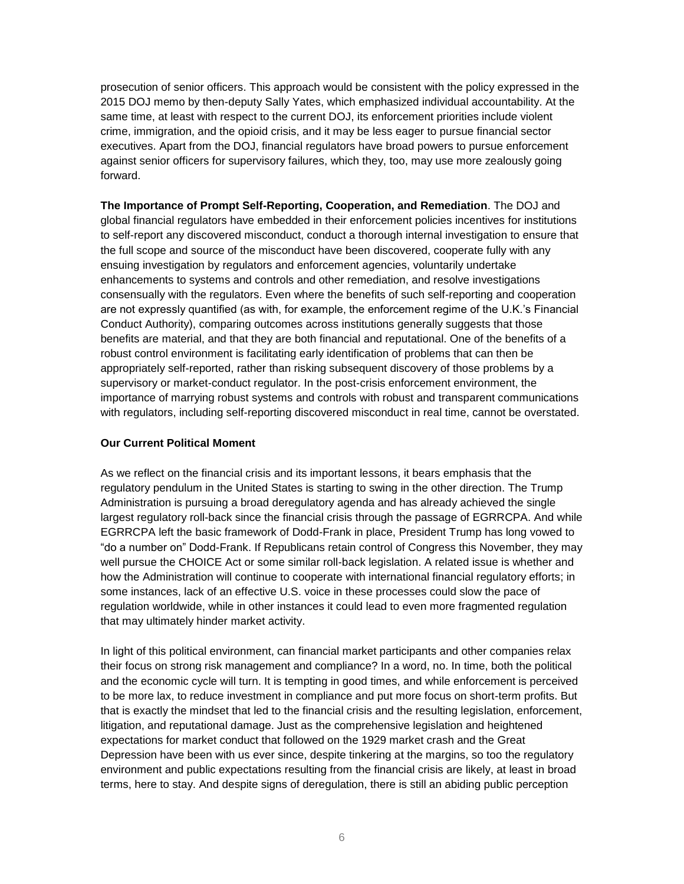prosecution of senior officers. This approach would be consistent with the policy expressed in the 2015 DOJ memo by then-deputy Sally Yates, which emphasized individual accountability. At the same time, at least with respect to the current DOJ, its enforcement priorities include violent crime, immigration, and the opioid crisis, and it may be less eager to pursue financial sector executives. Apart from the DOJ, financial regulators have broad powers to pursue enforcement against senior officers for supervisory failures, which they, too, may use more zealously going forward.

**The Importance of Prompt Self-Reporting, Cooperation, and Remediation**. The DOJ and global financial regulators have embedded in their enforcement policies incentives for institutions to self-report any discovered misconduct, conduct a thorough internal investigation to ensure that the full scope and source of the misconduct have been discovered, cooperate fully with any ensuing investigation by regulators and enforcement agencies, voluntarily undertake enhancements to systems and controls and other remediation, and resolve investigations consensually with the regulators. Even where the benefits of such self-reporting and cooperation are not expressly quantified (as with, for example, the enforcement regime of the U.K.'s Financial Conduct Authority), comparing outcomes across institutions generally suggests that those benefits are material, and that they are both financial and reputational. One of the benefits of a robust control environment is facilitating early identification of problems that can then be appropriately self-reported, rather than risking subsequent discovery of those problems by a supervisory or market-conduct regulator. In the post-crisis enforcement environment, the importance of marrying robust systems and controls with robust and transparent communications with regulators, including self-reporting discovered misconduct in real time, cannot be overstated.

**Our Current Political Moment**

As we reflect on the financial crisis and its important lessons, it bears emphasis that the regulatory pendulum in the United States is starting to swing in the other direction. The Trump Administration is pursuing a broad deregulatory agenda and has already achieved the single largest regulatory roll-back since the financial crisis through the passage of EGRRCPA. And while EGRRCPA left the basic framework of Dodd-Frank in place, President Trump has long vowed to "do a number on" Dodd-Frank. If Republicans retain control of Congress this November, they may well pursue the CHOICE Act or some similar roll-back legislation. A related issue is whether and how the Administration will continue to cooperate with international financial regulatory efforts; in some instances, lack of an effective U.S. voice in these processes could slow the pace of regulation worldwide, while in other instances it could lead to even more fragmented regulation that may ultimately hinder market activity.

In light of this political environment, can financial market participants and other companies relax their focus on strong risk management and compliance? In a word, no. In time, both the political and the economic cycle will turn. It is tempting in good times, and while enforcement is perceived to be more lax, to reduce investment in compliance and put more focus on short-term profits. But that is exactly the mindset that led to the financial crisis and the resulting legislation, enforcement, litigation, and reputational damage. Just as the comprehensive legislation and heightened expectations for market conduct that followed on the 1929 market crash and the Great Depression have been with us ever since, despite tinkering at the margins, so too the regulatory environment and public expectations resulting from the financial crisis are likely, at least in broad terms, here to stay. And despite signs of deregulation, there is still an abiding public perception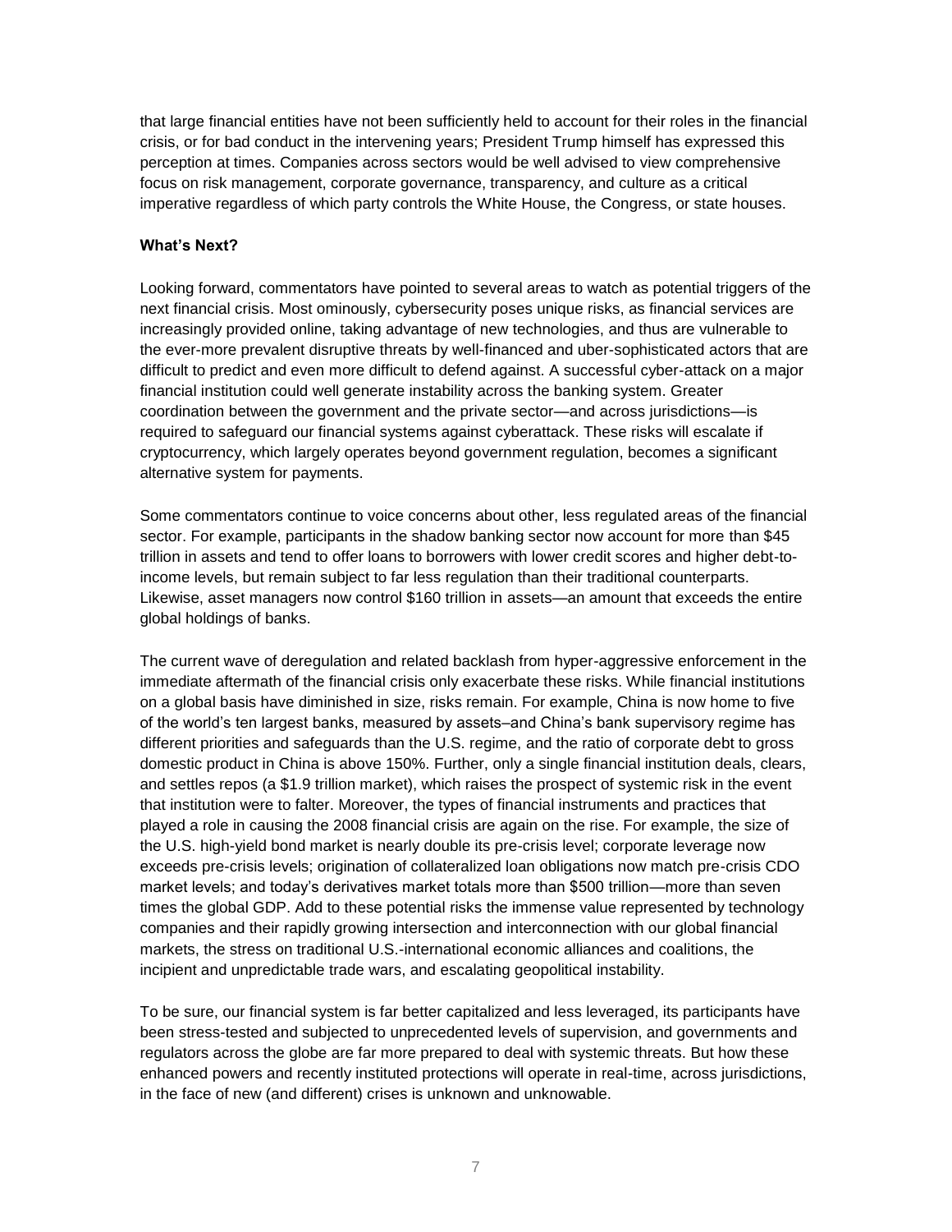that large financial entities have not been sufficiently held to account for their roles in the financial crisis, or for bad conduct in the intervening years; President Trump himself has expressed this perception at times. Companies across sectors would be well advised to view comprehensive focus on risk management, corporate governance, transparency, and culture as a critical imperative regardless of which party controls the White House, the Congress, or state houses.

**What's Next?**

Looking forward, commentators have pointed to several areas to watch as potential triggers of the next financial crisis. Most ominously, cybersecurity poses unique risks, as financial services are increasingly provided online, taking advantage of new technologies, and thus are vulnerable to the ever-more prevalent disruptive threats by well-financed and uber-sophisticated actors that are difficult to predict and even more difficult to defend against. A successful cyber-attack on a major financial institution could well generate instability across the banking system. Greater coordination between the government and the private sector—and across jurisdictions—is required to safeguard our financial systems against cyberattack. These risks will escalate if cryptocurrency, which largely operates beyond government regulation, becomes a significant alternative system for payments.

Some commentators continue to voice concerns about other, less regulated areas of the financial sector. For example, participants in the shadow banking sector now account for more than $45 trillion in assets and tend to offer loans to borrowers with lower credit scores and higher debt-to-income levels, but remain subject to far less regulation than their traditional counterparts. Likewise, asset managers now control $160 trillion in assets—an amount that exceeds the entire global holdings of banks.

The current wave of deregulation and related backlash from hyper-aggressive enforcement in the immediate aftermath of the financial crisis only exacerbate these risks. While financial institutions on a global basis have diminished in size, risks remain. For example, China is now home to five of the world's ten largest banks, measured by assets–and China's bank supervisory regime has different priorities and safeguards than the U.S. regime, and the ratio of corporate debt to gross domestic product in China is above 150%. Further, only a single financial institution deals, clears, and settles repos (a $1.9 trillion market), which raises the prospect of systemic risk in the event that institution were to falter. Moreover, the types of financial instruments and practices that played a role in causing the 2008 financial crisis are again on the rise. For example, the size of the U.S. high-yield bond market is nearly double its pre-crisis level; corporate leverage now exceeds pre-crisis levels; origination of collateralized loan obligations now match pre-crisis CDO market levels; and today's derivatives market totals more than $500 trillion—more than seven times the global GDP. Add to these potential risks the immense value represented by technology companies and their rapidly growing intersection and interconnection with our global financial markets, the stress on traditional U.S.-international economic alliances and coalitions, the incipient and unpredictable trade wars, and escalating geopolitical instability.

To be sure, our financial system is far better capitalized and less leveraged, its participants have been stress-tested and subjected to unprecedented levels of supervision, and governments and regulators across the globe are far more prepared to deal with systemic threats. But how these enhanced powers and recently instituted protections will operate in real-time, across jurisdictions, in the face of new (and different) crises is unknown and unknowable.